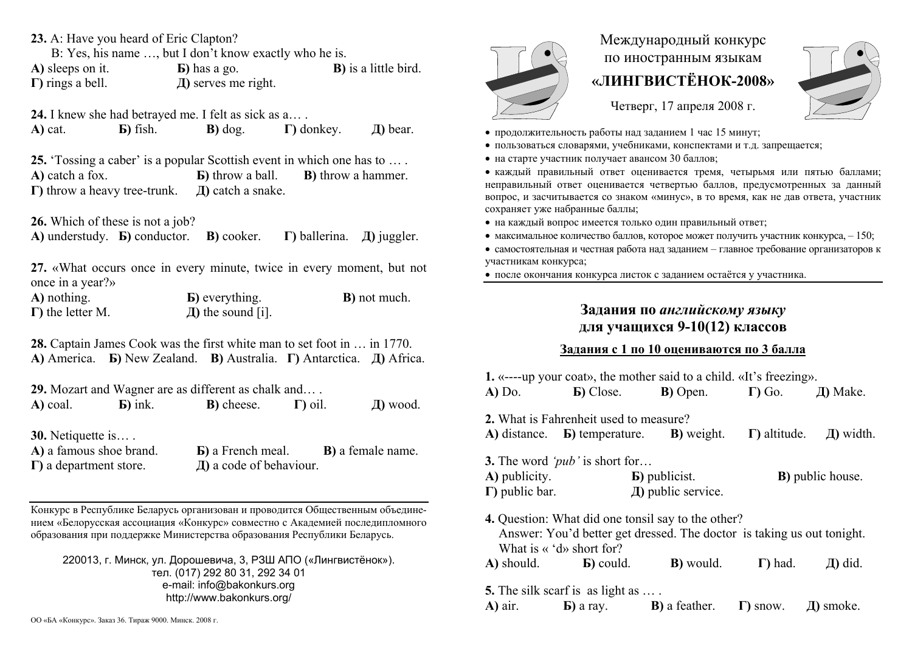# Международный конкурс по иностранным языкам

## «ЛИНГВИСТЁНОК-2008»

Четверг, 17 апреля 2008 г.

- продолжительность работы над заданием 1 час 15 минут;
- пользоваться словарями, учебниками, конспектами и т.д. запрещается;
- на старте участник получает авансом 30 баллов;
- каждый правильный ответ оценивается тремя, четырьмя или пятью баллами; неправильный ответ оценивается четвертью баллов, предусмотренных за данный вопрос, и засчитывается со знаком «минус», в то время, как не дав ответа, участник сохраняет уже набранные баллы;
- на каждый вопрос имеется только один правильный ответ;
- максимальное количество баллов, которое может получить участник конкурса, – 150;
- самостоятельная и честная работа над заданием – главное требование организаторов к участникам конкурса;
- после окончания конкурса листок с заданием остаётся у участника.

## Задания по *английскому языку* для учащихся 9-10(12) классов

**Задания с 1 по 10 оцениваются по 3 балла**

**1.** «----up your coat», the mother said to a child. «It's freezing».
**А)** Do. **Б)** Close. **В)** Open. **Г)** Go. **Д)** Make.

**2.** What is Fahrenheit used to measure?
**А)** distance. **Б)** temperature. **В)** weight. **Г)** altitude. **Д)** width.

**3.** The word *'pub'* is short for…
**А)** publicity. **Б)** publicist. **В)** public house.
**Г)** public bar. **Д)** public service.

**4.** Question: What did one tonsil say to the other?
Answer: You'd better get dressed. The doctor is taking us out tonight.
What is « 'd» short for?
**А)** should. **Б)** could. **В)** would. **Г)** had. **Д)** did.

**5.** The silk scarf is as light as … .
**А)** air. **Б)** a ray. **В)** a feather. **Г)** snow. **Д)** smoke.

**23.** A: Have you heard of Eric Clapton?
B: Yes, his name …, but I don't know exactly who he is.
**А)** sleeps on it. **Б)** has a go. **В)** is a little bird.
**Г)** rings a bell. **Д)** serves me right.

**24.** I knew she had betrayed me. I felt as sick as a… .
**А)** cat. **Б)** fish. **В)** dog. **Г)** donkey. **Д)** bear.

**25.** 'Tossing a caber' is a popular Scottish event in which one has to … .
**А)** catch a fox. **Б)** throw a ball. **В)** throw a hammer.
**Г)** throw a heavy tree-trunk. **Д)** catch a snake.

**26.** Which of these is not a job?
**А)** understudy. **Б)** conductor. **В)** cooker. **Г)** ballerina. **Д)** juggler.

**27.** «What occurs once in every minute, twice in every moment, but not once in a year?»
**А)** nothing. **Б)** everything. **В)** not much.
**Г)** the letter M. **Д)** the sound [i].

**28.** Captain James Cook was the first white man to set foot in … in 1770.
**А)** America. **Б)** New Zealand. **В)** Australia. **Г)** Antarctica. **Д)** Africa.

**29.** Mozart and Wagner are as different as chalk and… .
**А)** coal. **Б)** ink. **В)** cheese. **Г)** oil. **Д)** wood.

**30.** Netiquette is… .
**А)** a famous shoe brand. **Б)** a French meal. **В)** a female name.
**Г)** a department store. **Д)** a code of behaviour.

---

Конкурс в Республике Беларусь организован и проводится Общественным объединением «Белорусская ассоциация «Конкурс» совместно с Академией последипломного образования при поддержке Министерства образования Республики Беларусь.

220013, г. Минск, ул. Дорошевича, 3, РЗШ АПО («Лингвистёнок»).
тел. (017) 292 80 31, 292 34 01
e-mail: info@bakonkurs.org
http://www.bakonkurs.org/

ОО «БА «Конкурс». Заказ 36. Тираж 9000. Минск. 2008 г.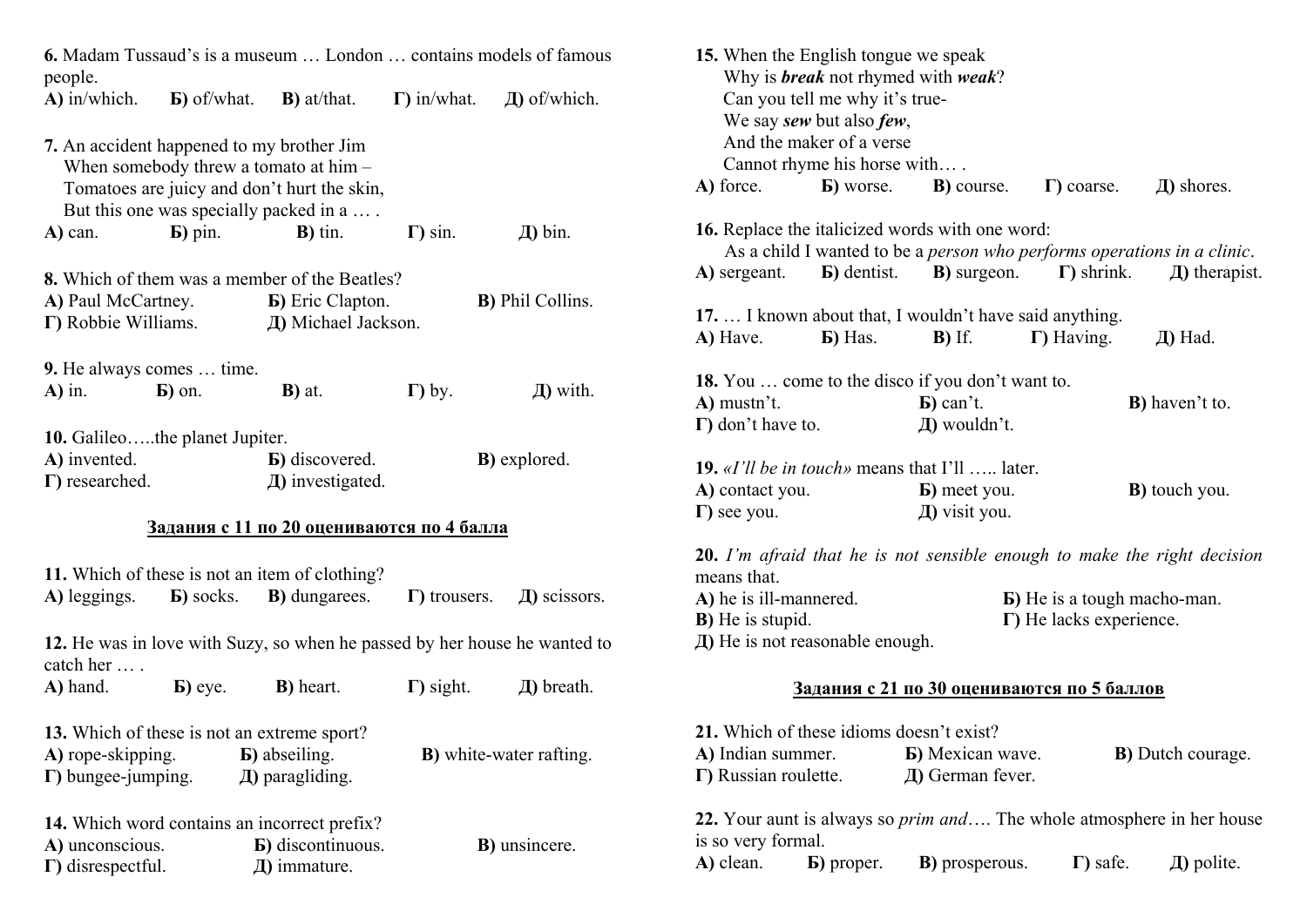**6.** Madam Tussaud's is a museum … London … contains models of famous people.

**А)** in/which. **Б)** of/what. **В)** at/that. **Г)** in/what. **Д)** of/which.

**7.** An accident happened to my brother Jim
When somebody threw a tomato at him –
Tomatoes are juicy and don't hurt the skin,
But this one was specially packed in a … .

**А)** can. **Б)** pin. **В)** tin. **Г)** sin. **Д)** bin.

**8.** Which of them was a member of the Beatles?

**А)** Paul McCartney. **Б)** Eric Clapton. **В)** Phil Collins.
**Г)** Robbie Williams. **Д)** Michael Jackson.

**9.** He always comes … time.

**А)** in. **Б)** on. **В)** at. **Г)** by. **Д)** with.

**10.** Galileo…..the planet Jupiter.

**А)** invented. **Б)** discovered. **В)** explored.
**Г)** researched. **Д)** investigated.

**Задания с 11 по 20 оцениваются по 4 балла**

**11.** Which of these is not an item of clothing?

**А)** leggings. **Б)** socks. **В)** dungarees. **Г)** trousers. **Д)** scissors.

**12.** He was in love with Suzy, so when he passed by her house he wanted to catch her … .

**А)** hand. **Б)** eye. **В)** heart. **Г)** sight. **Д)** breath.

**13.** Which of these is not an extreme sport?

**А)** rope-skipping. **Б)** abseiling. **В)** white-water rafting.
**Г)** bungee-jumping. **Д)** paragliding.

**14.** Which word contains an incorrect prefix?

**А)** unconscious. **Б)** discontinuous. **В)** unsincere.
**Г)** disrespectful. **Д)** immature.

**15.** When the English tongue we speak
Why is ***break*** not rhymed with ***weak***?
Can you tell me why it's true-
We say ***sew*** but also ***few***,
And the maker of a verse
Cannot rhyme his horse with… .

**А)** force. **Б)** worse. **В)** course. **Г)** coarse. **Д)** shores.

**16.** Replace the italicized words with one word:
As a child I wanted to be a *person who performs operations in a clinic*.

**А)** sergeant. **Б)** dentist. **В)** surgeon. **Г)** shrink. **Д)** therapist.

**17.** … I known about that, I wouldn't have said anything.

**А)** Have. **Б)** Has. **В)** If. **Г)** Having. **Д)** Had.

**18.** You … come to the disco if you don't want to.

**А)** mustn't. **Б)** can't. **В)** haven't to.
**Г)** don't have to. **Д)** wouldn't.

**19.** *«I'll be in touch»* means that I'll ….. later.

**А)** contact you. **Б)** meet you. **В)** touch you.
**Г)** see you. **Д)** visit you.

**20.** *I'm afraid that he is not sensible enough to make the right decision* means that.

**А)** he is ill-mannered. **Б)** He is a tough macho-man.
**В)** He is stupid. **Г)** He lacks experience.
**Д)** He is not reasonable enough.

**Задания с 21 по 30 оцениваются по 5 баллов**

**21.** Which of these idioms doesn't exist?

**А)** Indian summer. **Б)** Mexican wave. **В)** Dutch courage.
**Г)** Russian roulette. **Д)** German fever.

**22.** Your aunt is always so *prim and*…. The whole atmosphere in her house is so very formal.

**А)** clean. **Б)** proper. **В)** prosperous. **Г)** safe. **Д)** polite.